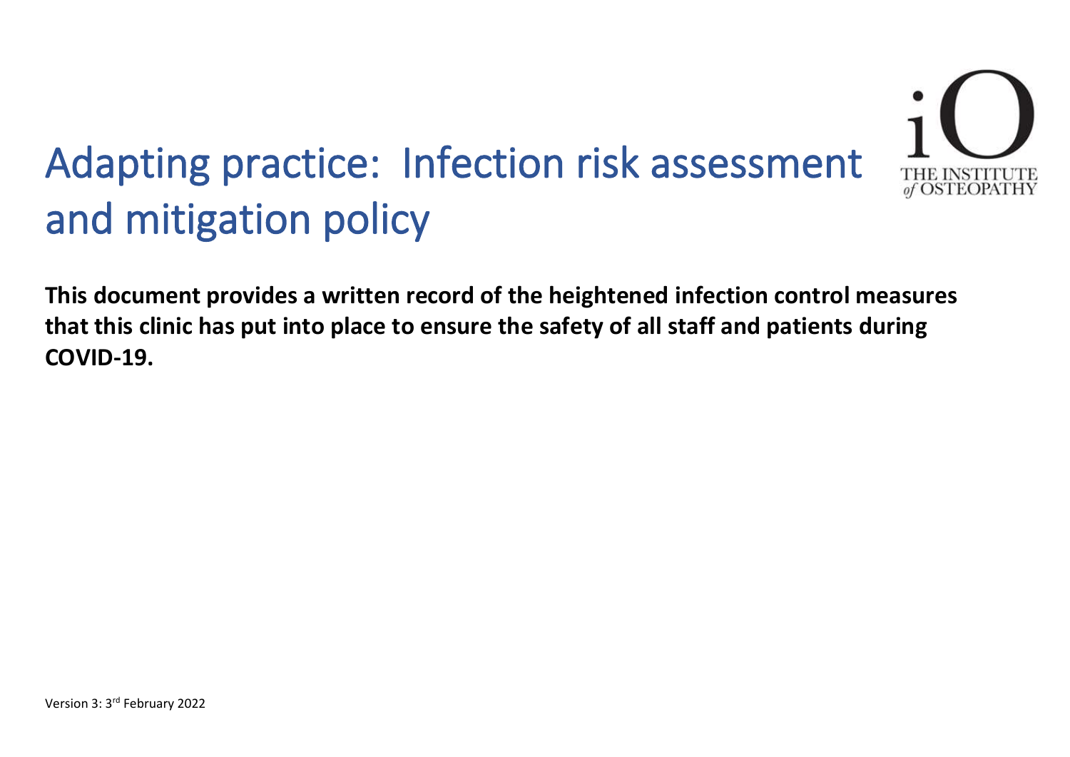# Adapting practice: Infection risk assessment and mitigation policy

THE INSTITUTE of OSTEOPATHY

**This document provides a written record of the heightened infection control measures that this clinic has put into place to ensure the safety of all staff and patients during COVID-19.**

Version 3: 3rd February 2022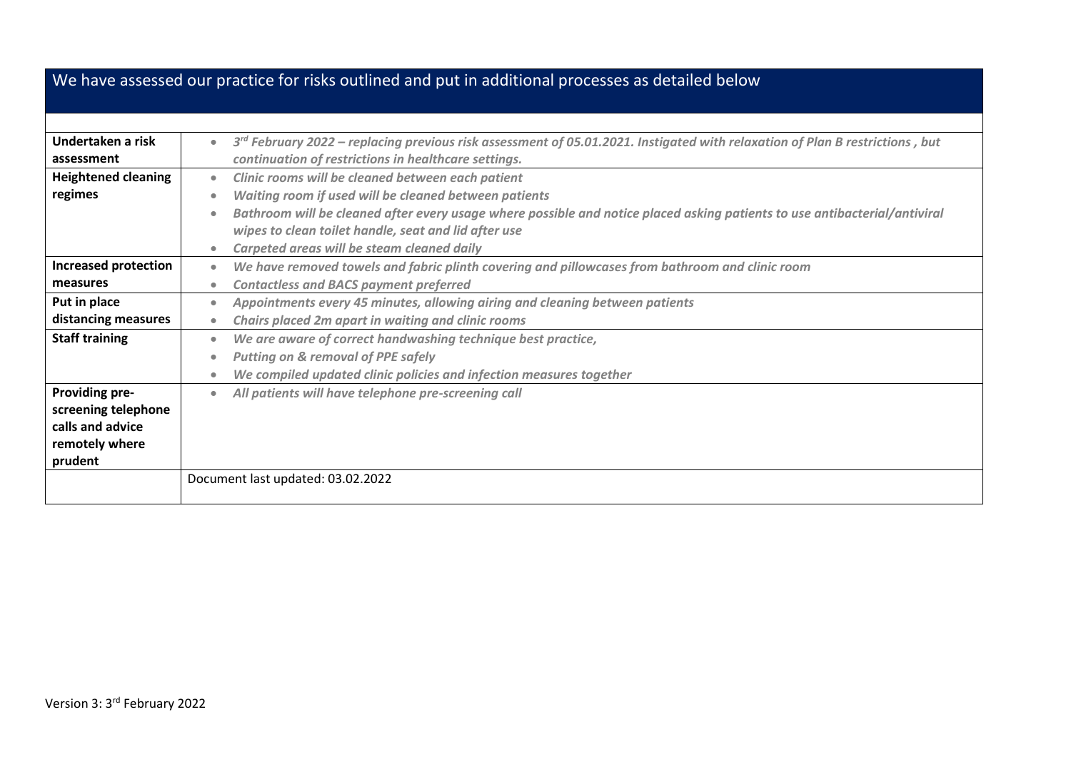| We have assessed our practice for risks outlined and put in additional processes as detailed below | |
|---|---|
| | |
| **Undertaken a risk assessment** | • ***3rd February 2022 – replacing previous risk assessment of 05.01.2021. Instigated with relaxation of Plan B restrictions , but continuation of restrictions in healthcare settings.*** |
| **Heightened cleaning regimes** | • ***Clinic rooms will be cleaned between each patient***<br>• ***Waiting room if used will be cleaned between patients***<br>• ***Bathroom will be cleaned after every usage where possible and notice placed asking patients to use antibacterial/antiviral wipes to clean toilet handle, seat and lid after use***<br>• ***Carpeted areas will be steam cleaned daily*** |
| **Increased protection measures** | • ***We have removed towels and fabric plinth covering and pillowcases from bathroom and clinic room***<br>• ***Contactless and BACS payment preferred*** |
| **Put in place distancing measures** | • ***Appointments every 45 minutes, allowing airing and cleaning between patients***<br>• ***Chairs placed 2m apart in waiting and clinic rooms*** |
| **Staff training** | • ***We are aware of correct handwashing technique best practice,***<br>• ***Putting on & removal of PPE safely***<br>• ***We compiled updated clinic policies and infection measures together*** |
| **Providing pre-screening telephone calls and advice remotely where prudent** | • ***All patients will have telephone pre-screening call*** |
| | Document last updated: 03.02.2022 |

Version 3: 3rd February 2022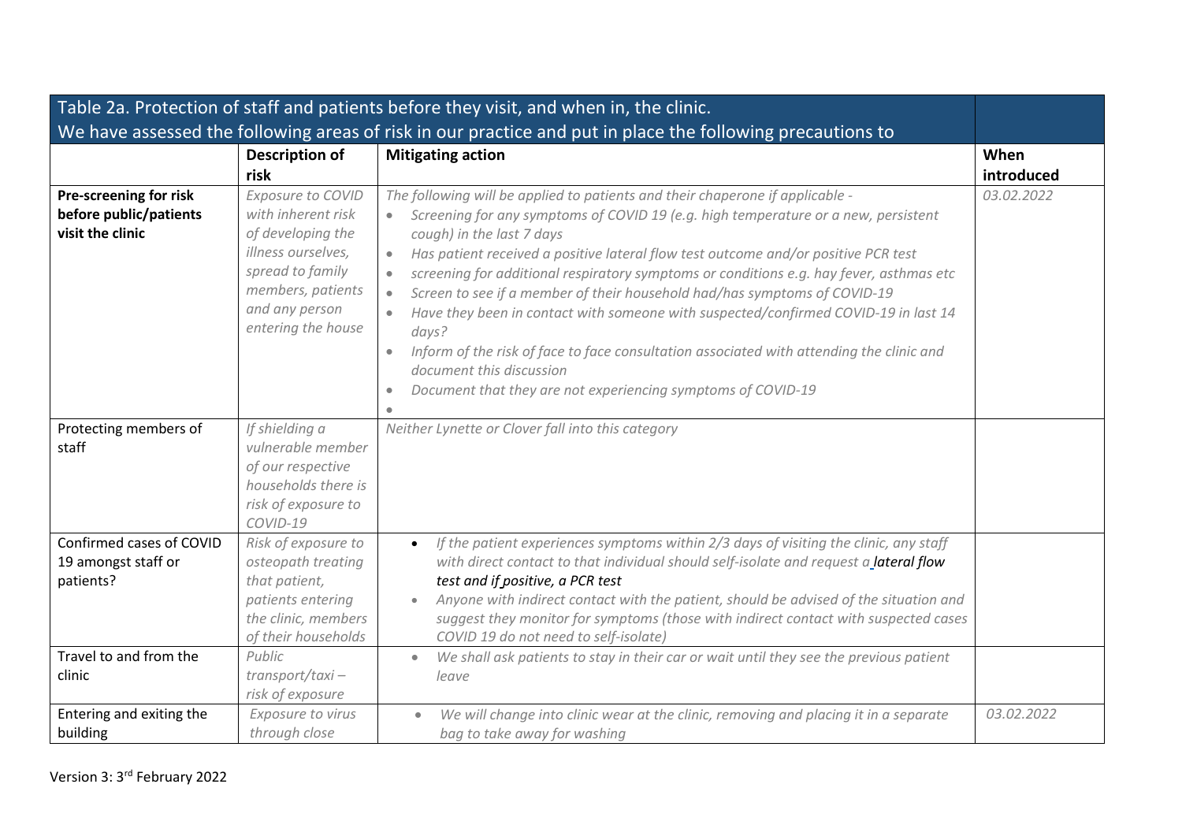| Table 2a. Protection of staff and patients before they visit, and when in, the clinic. We have assessed the following areas of risk in our practice and put in place the following precautions to | | | |
|---|---|---|---|
| | **Description of risk** | **Mitigating action** | **When introduced** |
| **Pre-screening for risk before public/patients visit the clinic** | *Exposure to COVID with inherent risk of developing the illness ourselves, spread to family members, patients and any person entering the house* | *The following will be applied to patients and their chaperone if applicable -*<br>• *Screening for any symptoms of COVID 19 (e.g. high temperature or a new, persistent cough) in the last 7 days*<br>• *Has patient received a positive lateral flow test outcome and/or positive PCR test*<br>• *screening for additional respiratory symptoms or conditions e.g. hay fever, asthmas etc*<br>• *Screen to see if a member of their household had/has symptoms of COVID-19*<br>• *Have they been in contact with someone with suspected/confirmed COVID-19 in last 14 days?*<br>• *Inform of the risk of face to face consultation associated with attending the clinic and document this discussion*<br>• *Document that they are not experiencing symptoms of COVID-19*<br>• | *03.02.2022* |
| Protecting members of staff | *If shielding a vulnerable member of our respective households there is risk of exposure to COVID-19* | *Neither Lynette or Clover fall into this category* | |
| Confirmed cases of COVID 19 amongst staff or patients? | *Risk of exposure to osteopath treating that patient, patients entering the clinic, members of their households* | • *If the patient experiences symptoms within 2/3 days of visiting the clinic, any staff with direct contact to that individual should self-isolate and request a* ***lateral flow test and if positive, a PCR test***<br>• *Anyone with indirect contact with the patient, should be advised of the situation and suggest they monitor for symptoms (those with indirect contact with suspected cases COVID 19 do not need to self-isolate)* | |
| Travel to and from the clinic | *Public transport/taxi – risk of exposure* | • *We shall ask patients to stay in their car or wait until they see the previous patient leave* | |
| Entering and exiting the building | *Exposure to virus through close* | • *We will change into clinic wear at the clinic, removing and placing it in a separate bag to take away for washing* | *03.02.2022* |

Version 3: 3rd February 2022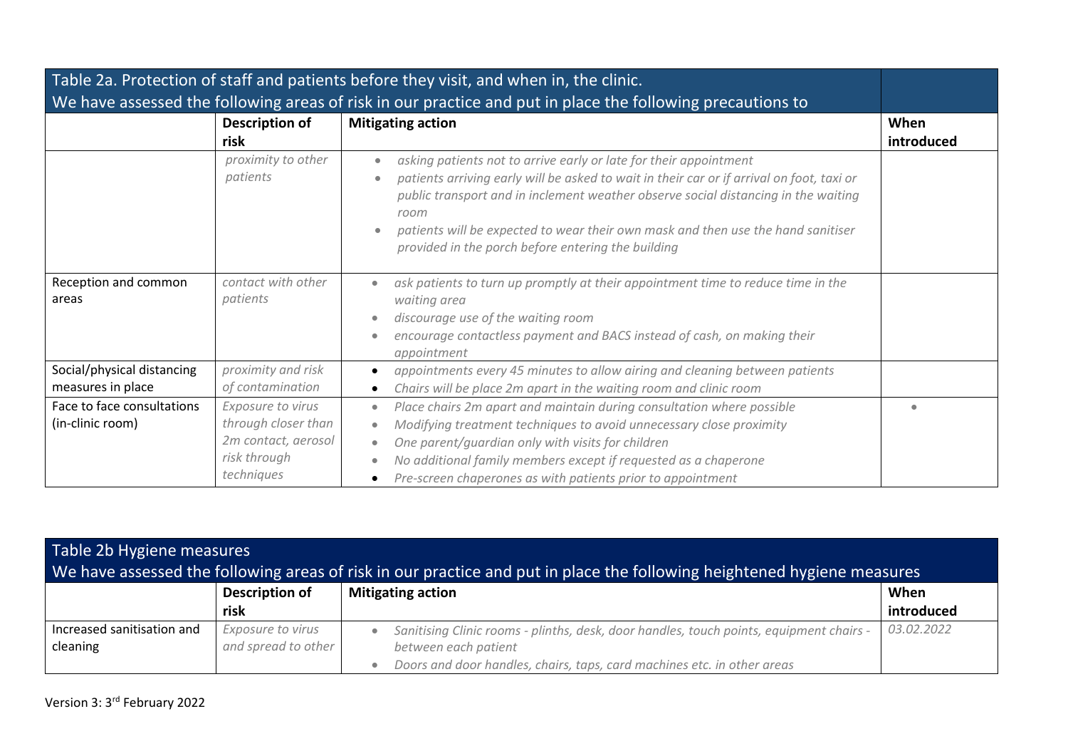| Table 2a. Protection of staff and patients before they visit, and when in, the clinic. We have assessed the following areas of risk in our practice and put in place the following precautions to | | | |
|---|---|---|---|
| | **Description of risk** | **Mitigating action** | **When introduced** |
| | *proximity to other patients* | • *asking patients not to arrive early or late for their appointment*<br>• *patients arriving early will be asked to wait in their car or if arrival on foot, taxi or public transport and in inclement weather observe social distancing in the waiting room*<br>• *patients will be expected to wear their own mask and then use the hand sanitiser provided in the porch before entering the building* | |
| Reception and common areas | *contact with other patients* | • *ask patients to turn up promptly at their appointment time to reduce time in the waiting area*<br>• *discourage use of the waiting room*<br>• *encourage contactless payment and BACS instead of cash, on making their appointment* | |
| Social/physical distancing measures in place | *proximity and risk of contamination* | • *appointments every 45 minutes to allow airing and cleaning between patients*<br>• *Chairs will be place 2m apart in the waiting room and clinic room* | |
| Face to face consultations (in-clinic room) | *Exposure to virus through closer than 2m contact, aerosol risk through techniques* | • *Place chairs 2m apart and maintain during consultation where possible*<br>• *Modifying treatment techniques to avoid unnecessary close proximity*<br>• *One parent/guardian only with visits for children*<br>• *No additional family members except if requested as a chaperone*<br>• *Pre-screen chaperones as with patients prior to appointment* | • |

| Table 2b Hygiene measures We have assessed the following areas of risk in our practice and put in place the following heightened hygiene measures | | | |
|---|---|---|---|
| | **Description of risk** | **Mitigating action** | **When introduced** |
| Increased sanitisation and cleaning | *Exposure to virus and spread to other* | • *Sanitising Clinic rooms - plinths, desk, door handles, touch points, equipment chairs - between each patient*<br>• *Doors and door handles, chairs, taps, card machines etc. in other areas* | *03.02.2022* |

Version 3: 3rd February 2022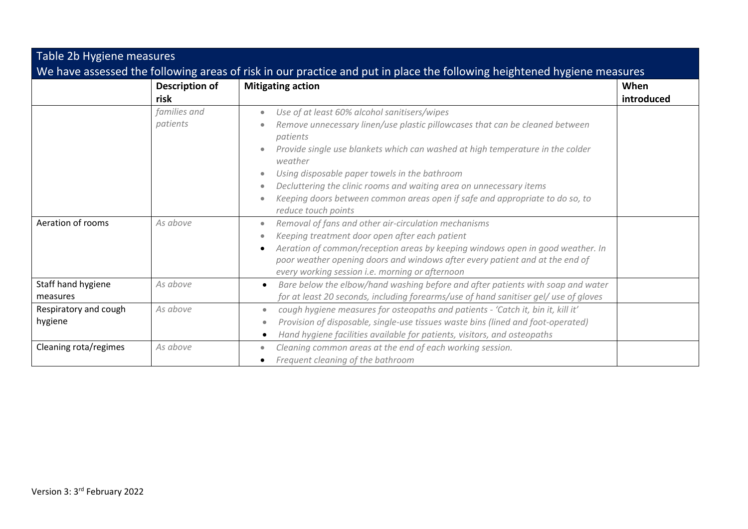| Table 2b Hygiene measures<br>We have assessed the following areas of risk in our practice and put in place the following heightened hygiene measures | | | |
|---|---|---|---|
| | **Description of risk** | **Mitigating action** | **When introduced** |
| | *families and patients* | • *Use of at least 60% alcohol sanitisers/wipes*<br>• *Remove unnecessary linen/use plastic pillowcases that can be cleaned between patients*<br>• *Provide single use blankets which can washed at high temperature in the colder weather*<br>• *Using disposable paper towels in the bathroom*<br>• *Decluttering the clinic rooms and waiting area on unnecessary items*<br>• *Keeping doors between common areas open if safe and appropriate to do so, to reduce touch points* | |
| Aeration of rooms | *As above* | • *Removal of fans and other air-circulation mechanisms*<br>• *Keeping treatment door open after each patient*<br>• *Aeration of common/reception areas by keeping windows open in good weather. In poor weather opening doors and windows after every patient and at the end of every working session i.e. morning or afternoon* | |
| Staff hand hygiene measures | *As above* | • *Bare below the elbow/hand washing before and after patients with soap and water for at least 20 seconds, including forearms/use of hand sanitiser gel/ use of gloves* | |
| Respiratory and cough hygiene | *As above* | • *cough hygiene measures for osteopaths and patients - 'Catch it, bin it, kill it'*<br>• *Provision of disposable, single-use tissues waste bins (lined and foot-operated)*<br>• *Hand hygiene facilities available for patients, visitors, and osteopaths* | |
| Cleaning rota/regimes | *As above* | • *Cleaning common areas at the end of each working session.*<br>• *Frequent cleaning of the bathroom* | |

Version 3: 3rd February 2022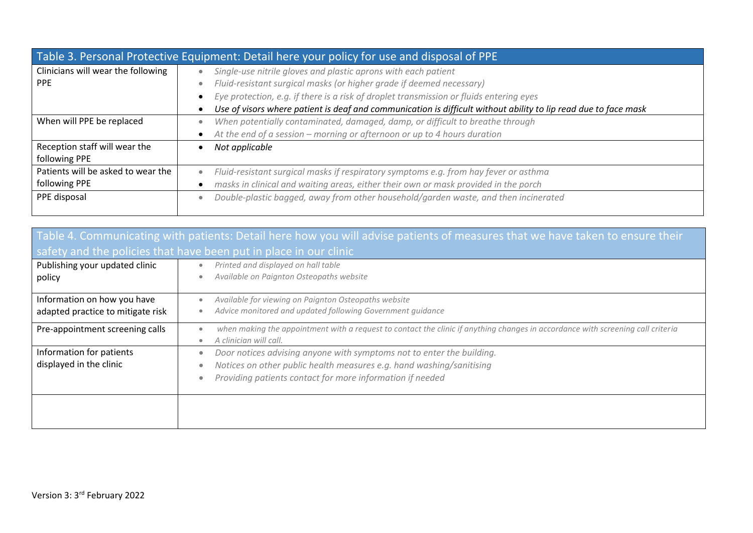| Table 3. Personal Protective Equipment: Detail here your policy for use and disposal of PPE | |
|---|---|
| Clinicians will wear the following PPE | • *Single-use nitrile gloves and plastic aprons with each patient*<br>• *Fluid-resistant surgical masks (or higher grade if deemed necessary)*<br>• *Eye protection, e.g. if there is a risk of droplet transmission or fluids entering eyes*<br>• *Use of visors where patient is deaf and communication is difficult without ability to lip read due to face mask* |
| When will PPE be replaced | • *When potentially contaminated, damaged, damp, or difficult to breathe through*<br>• *At the end of a session – morning or afternoon or up to 4 hours duration* |
| Reception staff will wear the following PPE | • *Not applicable* |
| Patients will be asked to wear the following PPE | • *Fluid-resistant surgical masks if respiratory symptoms e.g. from hay fever or asthma*<br>• *masks in clinical and waiting areas, either their own or mask provided in the porch* |
| PPE disposal | • *Double-plastic bagged, away from other household/garden waste, and then incinerated* |

| Table 4. Communicating with patients: Detail here how you will advise patients of measures that we have taken to ensure their safety and the policies that have been put in place in our clinic | |
|---|---|
| Publishing your updated clinic policy | • *Printed and displayed on hall table*<br>• *Available on Paignton Osteopaths website* |
| Information on how you have adapted practice to mitigate risk | • *Available for viewing on Paignton Osteopaths website*<br>• *Advice monitored and updated following Government guidance* |
| Pre-appointment screening calls | • *when making the appointment with a request to contact the clinic if anything changes in accordance with screening call criteria*<br>• *A clinician will call.* |
| Information for patients displayed in the clinic | • *Door notices advising anyone with symptoms not to enter the building.*<br>• *Notices on other public health measures e.g. hand washing/sanitising*<br>• *Providing patients contact for more information if needed* |
| | |

Version 3: 3rd February 2022